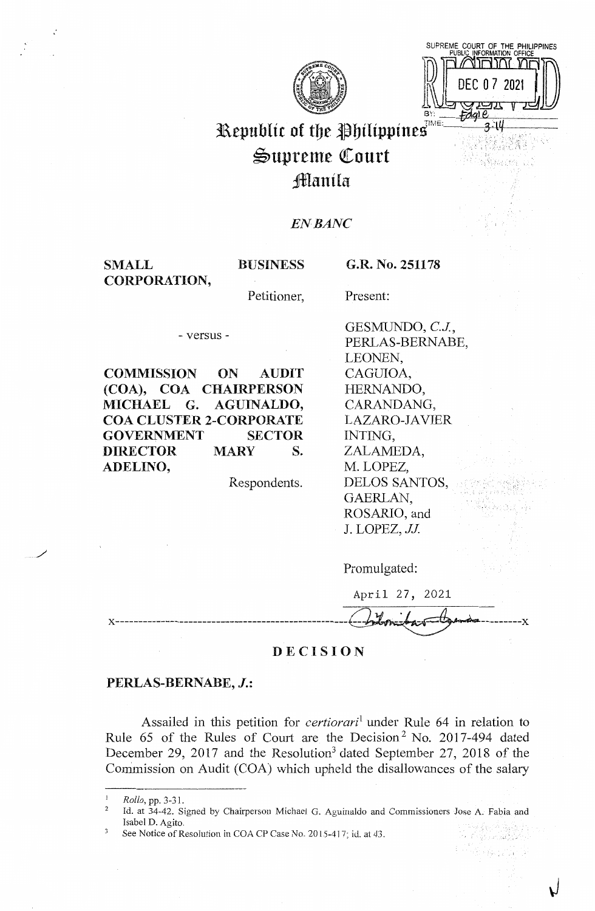Republic of the Philippines
Supreme Court
Manila

*EN BANC*

| | |
|---|---|
| **SMALL BUSINESS CORPORATION,** Petitioner, | **G.R. No. 251178** |
| - versus - | Present: |
| **COMMISSION ON AUDIT (COA), COA CHAIRPERSON MICHAEL G. AGUINALDO, COA CLUSTER 2-CORPORATE GOVERNMENT SECTOR DIRECTOR MARY S. ADELINO,** Respondents. | GESMUNDO, *C.J.*, PERLAS-BERNABE, LEONEN, CAGUIOA, HERNANDO, CARANDANG, LAZARO-JAVIER INTING, ZALAMEDA, M. LOPEZ, DELOS SANTOS, GAERLAN, ROSARIO, and J. LOPEZ, *JJ.* |
| | Promulgated: April 27, 2021 |

x-----------------------------------------------------------------------------------------x

## DECISION

**PERLAS-BERNABE, *J.*:**

Assailed in this petition for *certiorari*[1] under Rule 64 in relation to Rule 65 of the Rules of Court are the Decision[2] No. 2017-494 dated December 29, 2017 and the Resolution[3] dated September 27, 2018 of the Commission on Audit (COA) which upheld the disallowances of the salary

---

[1] *Rollo*, pp. 3-31.

[2] Id. at 34-42. Signed by Chairperson Michael G. Aguinaldo and Commissioners Jose A. Fabia and Isabel D. Agito.

[3] See Notice of Resolution in COA CP Case No. 2015-417; id. at 43.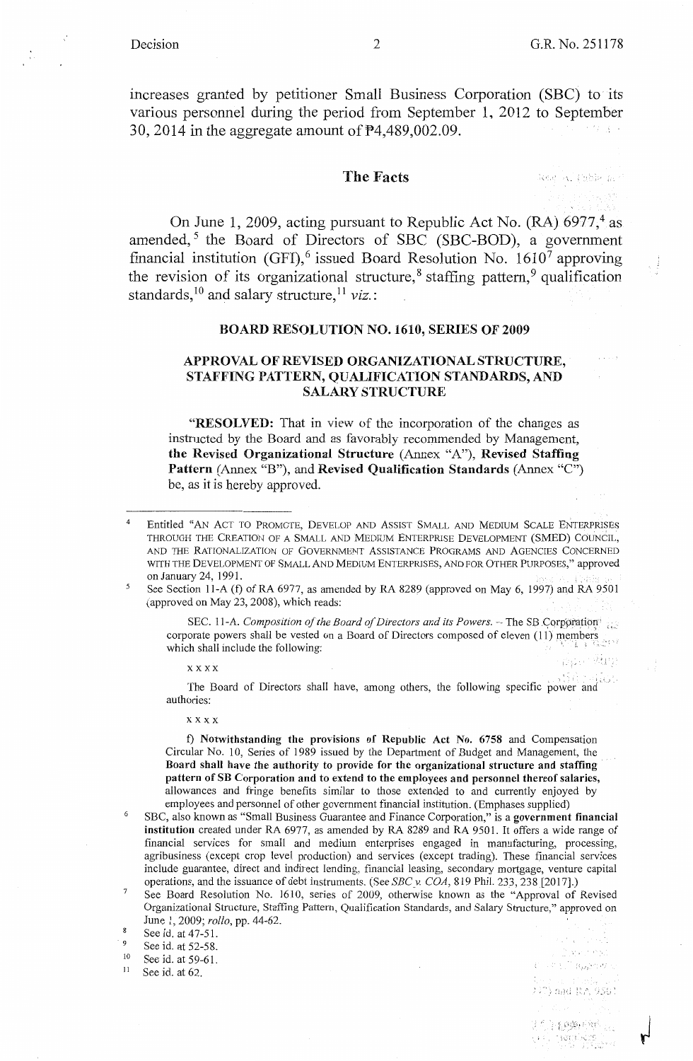increases granted by petitioner Small Business Corporation (SBC) to its various personnel during the period from September 1, 2012 to September 30, 2014 in the aggregate amount of ₱4,489,002.09.

## The Facts

On June 1, 2009, acting pursuant to Republic Act No. (RA) 6977,[4] as amended,[5] the Board of Directors of SBC (SBC-BOD), a government financial institution (GFI),[6] issued Board Resolution No. 1610[7] approving the revision of its organizational structure,[8] staffing pattern,[9] qualification standards,[10] and salary structure,[11] *viz.*:

> **BOARD RESOLUTION NO. 1610, SERIES OF 2009**
>
> **APPROVAL OF REVISED ORGANIZATIONAL STRUCTURE, STAFFING PATTERN, QUALIFICATION STANDARDS, AND SALARY STRUCTURE**
>
> "**RESOLVED:** That in view of the incorporation of the changes as instructed by the Board and as favorably recommended by Management, **the Revised Organizational Structure** (Annex "A"), **Revised Staffing Pattern** (Annex "B"), and **Revised Qualification Standards** (Annex "C") be, as it is hereby approved.

---

[4] Entitled "AN ACT TO PROMOTE, DEVELOP AND ASSIST SMALL AND MEDIUM SCALE ENTERPRISES THROUGH THE CREATION OF A SMALL AND MEDIUM ENTERPRISE DEVELOPMENT (SMED) COUNCIL, AND THE RATIONALIZATION OF GOVERNMENT ASSISTANCE PROGRAMS AND AGENCIES CONCERNED WITH THE DEVELOPMENT OF SMALL AND MEDIUM ENTERPRISES, AND FOR OTHER PURPOSES," approved on January 24, 1991.

[5] See Section 11-A (f) of RA 6977, as amended by RA 8289 (approved on May 6, 1997) and RA 9501 (approved on May 23, 2008), which reads:

> SEC. 11-A. *Composition of the Board of Directors and its Powers.* – The SB Corporation corporate powers shall be vested on a Board of Directors composed of eleven (11) members which shall include the following:
>
> x x x x
>
> The Board of Directors shall have, among others, the following specific power and authories:
>
> x x x x
>
> f) **Notwithstanding the provisions of Republic Act No. 6758** and Compensation Circular No. 10, Series of 1989 issued by the Department of Budget and Management, the **Board shall have the authority to provide for the organizational structure and staffing pattern of SB Corporation and to extend to the employees and personnel thereof salaries,** allowances and fringe benefits similar to those extended to and currently enjoyed by employees and personnel of other government financial institution. (Emphases supplied)

[6] SBC, also known as "Small Business Guarantee and Finance Corporation," is a **government financial institution** created under RA 6977, as amended by RA 8289 and RA 9501. It offers a wide range of financial services for small and medium enterprises engaged in manufacturing, processing, agribusiness (except crop level production) and services (except trading). These financial services include guarantee, direct and indirect lending, financial leasing, secondary mortgage, venture capital operations, and the issuance of debt instruments. (See *SBC v. COA*, 819 Phil. 233, 238 [2017].)

[7] See Board Resolution No. 1610, series of 2009, otherwise known as the "Approval of Revised Organizational Structure, Staffing Pattern, Qualification Standards, and Salary Structure," approved on June 1, 2009; *rollo*, pp. 44-62.

[8] See id. at 47-51.

[9] See id. at 52-58.

[10] See id. at 59-61.

[11] See id. at 62.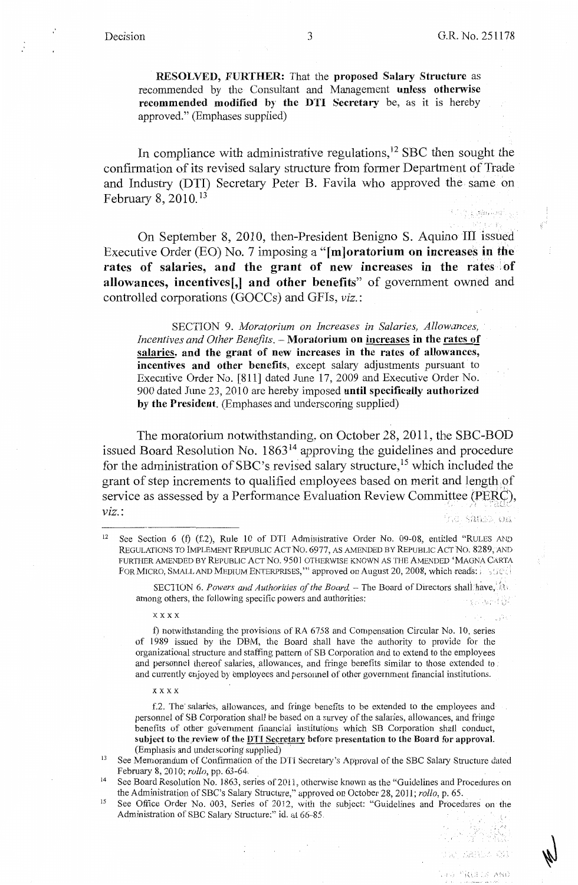> **RESOLVED, FURTHER:** That the **proposed Salary Structure** as recommended by the Consultant and Management **unless otherwise recommended modified by the DTI Secretary** be, as it is hereby approved." (Emphases supplied)

In compliance with administrative regulations,[12] SBC then sought the confirmation of its revised salary structure from former Department of Trade and Industry (DTI) Secretary Peter B. Favila who approved the same on February 8, 2010.[13]

On September 8, 2010, then-President Benigno S. Aquino III issued Executive Order (EO) No. 7 imposing a "**[m]oratorium on increases in the rates of salaries, and the grant of new increases in the rates of allowances, incentives[,] and other benefits**" of government owned and controlled corporations (GOCCs) and GFIs, *viz.*:

> SECTION 9. *Moratorium on Increases in Salaries, Allowances, Incentives and Other Benefits.* – **Moratorium on <u>increases</u> in the <u>rates of salaries</u>, and the grant of new increases in the rates of allowances, incentives and other benefits**, except salary adjustments pursuant to Executive Order No. [811] dated June 17, 2009 and Executive Order No. 900 dated June 23, 2010 are hereby imposed **until specifically authorized by the President.** (Emphases and underscoring supplied)

The moratorium notwithstanding, on October 28, 2011, the SBC-BOD issued Board Resolution No. 1863[14] approving the guidelines and procedure for the administration of SBC's revised salary structure,[15] which included the grant of step increments to qualified employees based on merit and length of service as assessed by a Performance Evaluation Review Committee (PERC), *viz.*:

---

[12] See Section 6 (f) (f.2), Rule 10 of DTI Administrative Order No. 09-08, entitled "RULES AND REGULATIONS TO IMPLEMENT REPUBLIC ACT NO. 6977, AS AMENDED BY REPUBLIC ACT NO. 8289, AND FURTHER AMENDED BY REPUBLIC ACT NO. 9501 OTHERWISE KNOWN AS THE AMENDED 'MAGNA CARTA FOR MICRO, SMALL AND MEDIUM ENTERPRISES,'" approved on August 20, 2008, which reads:

> SECTION 6. *Powers and Authorities of the Board.* – The Board of Directors shall have, among others, the following specific powers and authorities:
>
> x x x x
>
> f) notwithstanding the provisions of RA 6758 and Compensation Circular No. 10, series of 1989 issued by the DBM, the Board shall have the authority to provide for the organizational structure and staffing pattern of SB Corporation and to extend to the employees and personnel thereof salaries, allowances, and fringe benefits similar to those extended to and currently enjoyed by employees and personnel of other government financial institutions.
>
> x x x x
>
> f.2. The salaries, allowances, and fringe benefits to be extended to the employees and personnel of SB Corporation shall be based on a survey of the salaries, allowances, and fringe benefits of other government financial institutions which SB Corporation shall conduct, **subject to the review of the <u>DTI Secretary</u> before presentation to the Board for approval.** (Emphasis and underscoring supplied)

[13] See Memorandum of Confirmation of the DTI Secretary's Approval of the SBC Salary Structure dated February 8, 2010; *rollo*, pp. 63-64.

[14] See Board Resolution No. 1863, series of 2011, otherwise known as the "Guidelines and Procedures on the Administration of SBC's Salary Structure," approved on October 28, 2011; *rollo*, p. 65.

[15] See Office Order No. 003, Series of 2012, with the subject: "Guidelines and Procedures on the Administration of SBC Salary Structure;" id. at 66-85.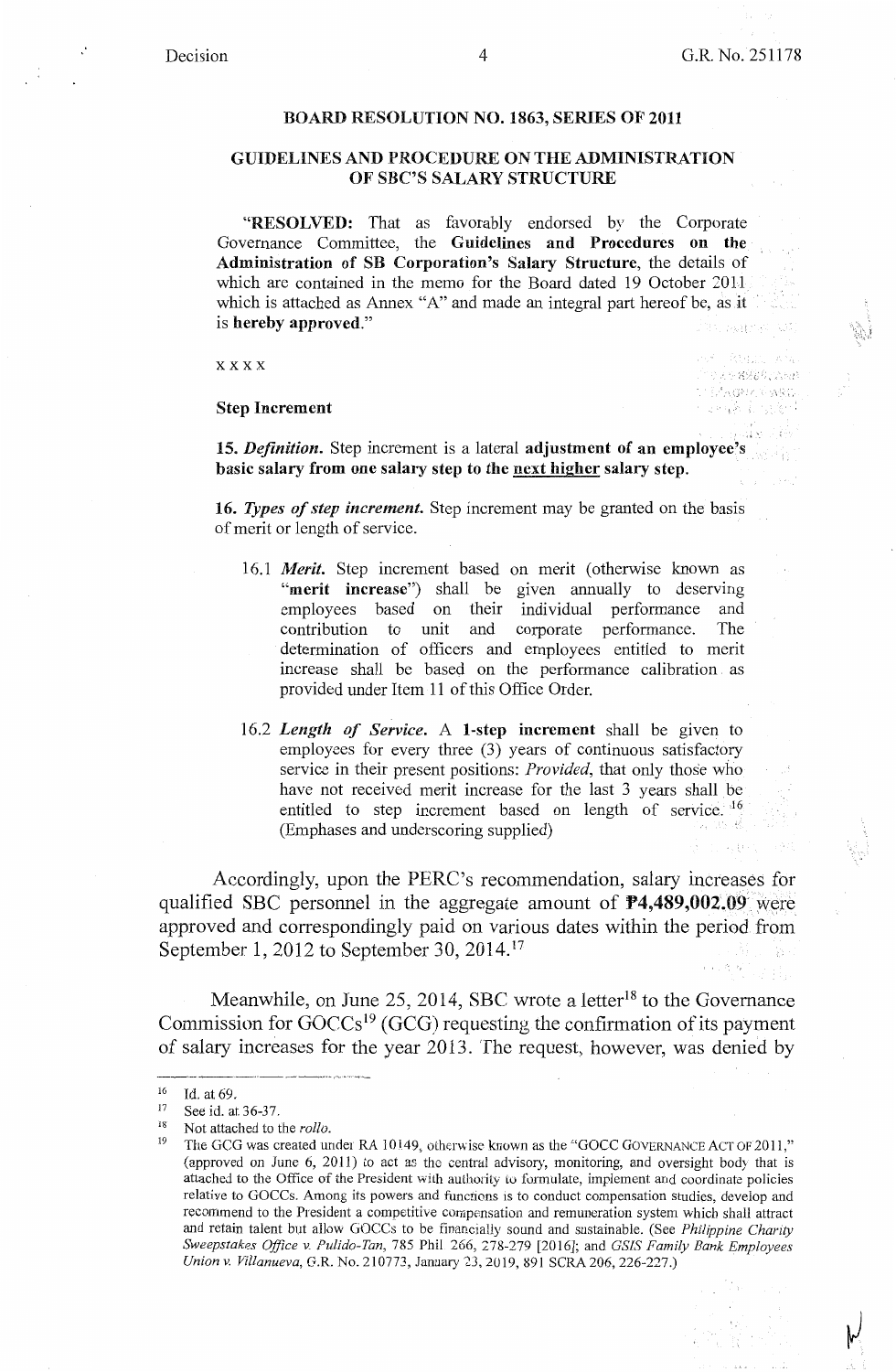**BOARD RESOLUTION NO. 1863, SERIES OF 2011**

**GUIDELINES AND PROCEDURE ON THE ADMINISTRATION OF SBC'S SALARY STRUCTURE**

"**RESOLVED:** That as favorably endorsed by the Corporate Governance Committee, the **Guidelines and Procedures on the Administration of SB Corporation's Salary Structure**, the details of which are contained in the memo for the Board dated 19 October 2011 which is attached as Annex "A" and made an integral part hereof be, as it is **hereby approved**."

x x x x

**Step Increment**

**15.** ***Definition.*** Step increment is a lateral **adjustment of an employee's basic salary from one salary step to the <u>next higher</u> salary step.**

**16.** ***Types of step increment.*** Step increment may be granted on the basis of merit or length of service.

16.1 ***Merit.*** Step increment based on merit (otherwise known as "**merit increase**") shall be given annually to deserving employees based on their individual performance and contribution to unit and corporate performance. The determination of officers and employees entitled to merit increase shall be based on the performance calibration as provided under Item 11 of this Office Order.

16.2 ***Length of Service.*** A **1-step increment** shall be given to employees for every three (3) years of continuous satisfactory service in their present positions: *Provided*, that only those who have not received merit increase for the last 3 years shall be entitled to step increment based on length of service.[16] (Emphases and underscoring supplied)

Accordingly, upon the PERC's recommendation, salary increases for qualified SBC personnel in the aggregate amount of **₱4,489,002.09** were approved and correspondingly paid on various dates within the period from September 1, 2012 to September 30, 2014.[17]

Meanwhile, on June 25, 2014, SBC wrote a letter[18] to the Governance Commission for GOCCs[19] (GCG) requesting the confirmation of its payment of salary increases for the year 2013. The request, however, was denied by

---

[16] Id. at 69.

[17] See id. at 36-37.

[18] Not attached to the *rollo*.

[19] The GCG was created under RA 10149, otherwise known as the "GOCC GOVERNANCE ACT OF 2011," (approved on June 6, 2011) to act as the central advisory, monitoring, and oversight body that is attached to the Office of the President with authority to formulate, implement and coordinate policies relative to GOCCs. Among its powers and functions is to conduct compensation studies, develop and recommend to the President a competitive compensation and remuneration system which shall attract and retain talent but allow GOCCs to be financially sound and sustainable. (See *Philippine Charity Sweepstakes Office v. Pulido-Tan*, 785 Phil 266, 278-279 [2016]; and *GSIS Family Bank Employees Union v. Villanueva*, G.R. No. 210773, January 23, 2019, 891 SCRA 206, 226-227.)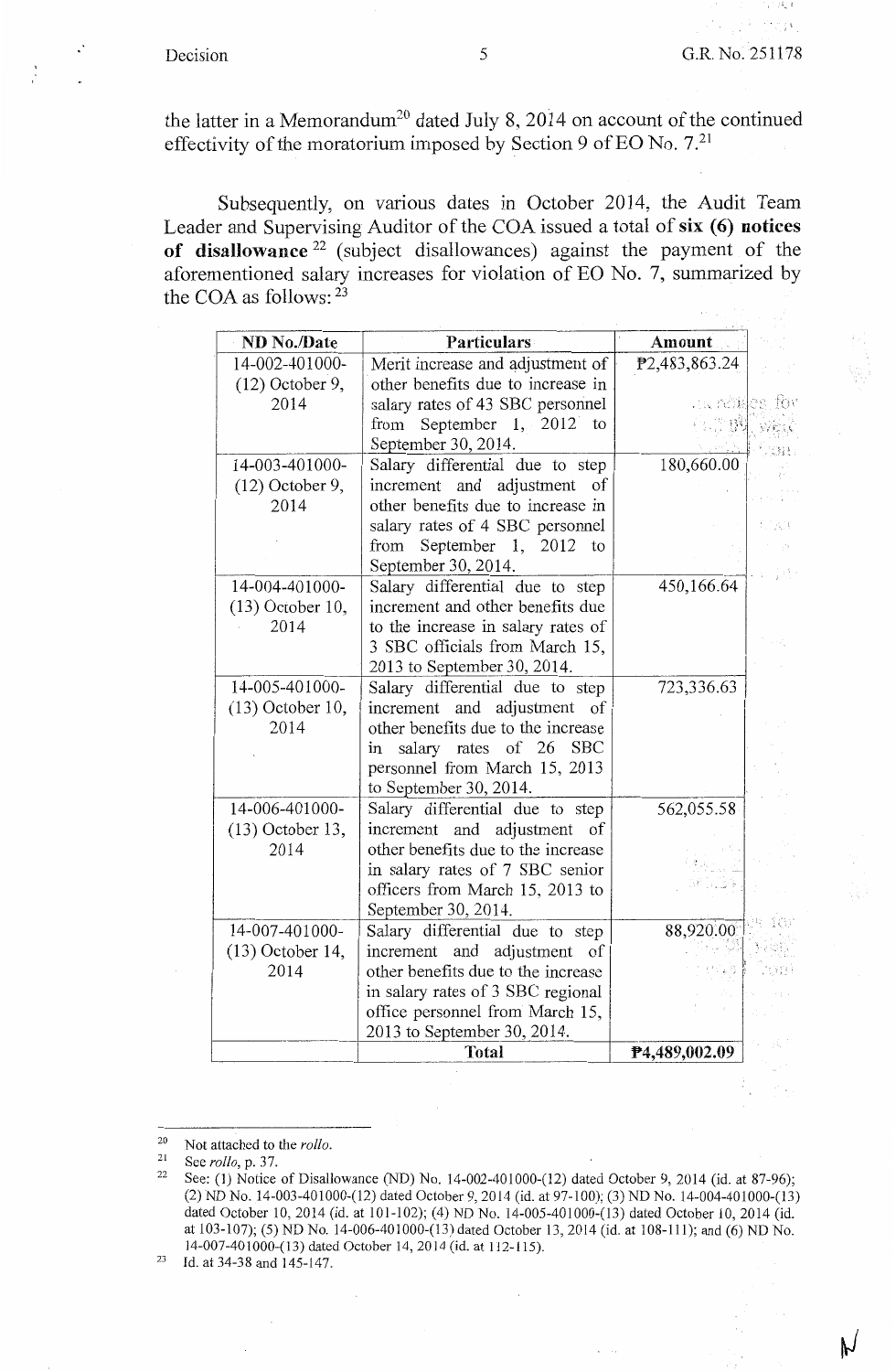the latter in a Memorandum[20] dated July 8, 2014 on account of the continued effectivity of the moratorium imposed by Section 9 of EO No. 7.[21]

Subsequently, on various dates in October 2014, the Audit Team Leader and Supervising Auditor of the COA issued a total of **six (6) notices of disallowance** [22] (subject disallowances) against the payment of the aforementioned salary increases for violation of EO No. 7, summarized by the COA as follows: [23]

| ND No./Date | Particulars | Amount |
|---|---|---|
| 14-002-401000-(12) October 9, 2014 | Merit increase and adjustment of other benefits due to increase in salary rates of 43 SBC personnel from September 1, 2012 to September 30, 2014. | ₱2,483,863.24 |
| 14-003-401000-(12) October 9, 2014 | Salary differential due to step increment and adjustment of other benefits due to increase in salary rates of 4 SBC personnel from September 1, 2012 to September 30, 2014. | 180,660.00 |
| 14-004-401000-(13) October 10, 2014 | Salary differential due to step increment and other benefits due to the increase in salary rates of 3 SBC officials from March 15, 2013 to September 30, 2014. | 450,166.64 |
| 14-005-401000-(13) October 10, 2014 | Salary differential due to step increment and adjustment of other benefits due to the increase in salary rates of 26 SBC personnel from March 15, 2013 to September 30, 2014. | 723,336.63 |
| 14-006-401000-(13) October 13, 2014 | Salary differential due to step increment and adjustment of other benefits due to the increase in salary rates of 7 SBC senior officers from March 15, 2013 to September 30, 2014. | 562,055.58 |
| 14-007-401000-(13) October 14, 2014 | Salary differential due to step increment and adjustment of other benefits due to the increase in salary rates of 3 SBC regional office personnel from March 15, 2013 to September 30, 2014. | 88,920.00 |
| | **Total** | **₱4,489,002.09** |

---

[20] Not attached to the *rollo*.

[21] See *rollo*, p. 37.

[22] See: (1) Notice of Disallowance (ND) No. 14-002-401000-(12) dated October 9, 2014 (id. at 87-96); (2) ND No. 14-003-401000-(12) dated October 9, 2014 (id. at 97-100); (3) ND No. 14-004-401000-(13) dated October 10, 2014 (id. at 101-102); (4) ND No. 14-005-401000-(13) dated October 10, 2014 (id. at 103-107); (5) ND No. 14-006-401000-(13) dated October 13, 2014 (id. at 108-111); and (6) ND No. 14-007-401000-(13) dated October 14, 2014 (id. at 112-115).

[23] Id. at 34-38 and 145-147.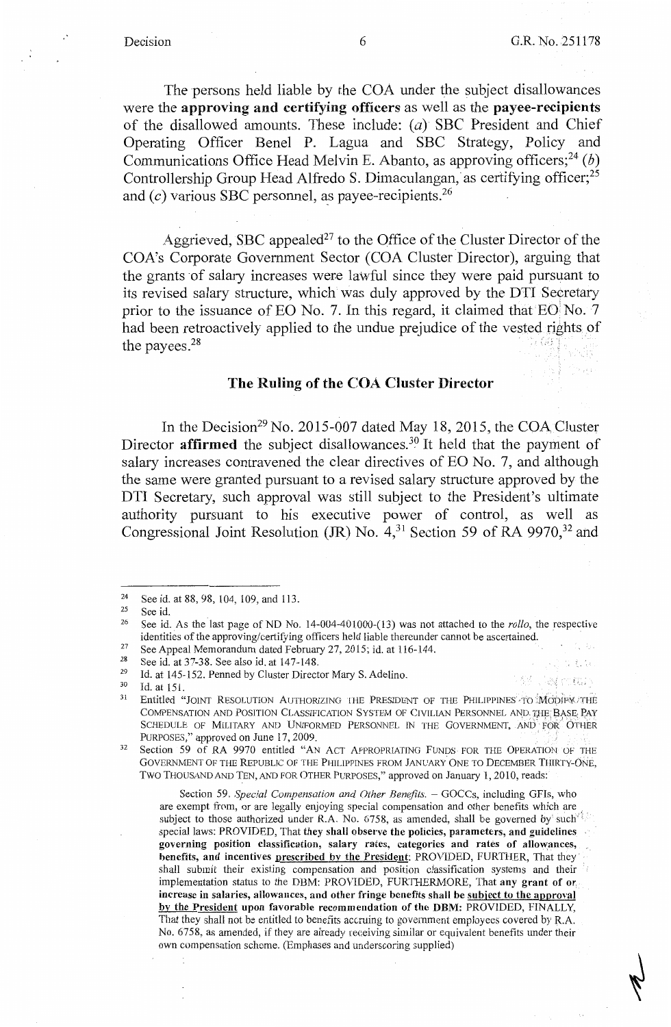The persons held liable by the COA under the subject disallowances were the **approving and certifying officers** as well as the **payee-recipients** of the disallowed amounts. These include: (*a*) SBC President and Chief Operating Officer Benel P. Lagua and SBC Strategy, Policy and Communications Office Head Melvin E. Abanto, as approving officers;[24] (*b*) Controllership Group Head Alfredo S. Dimaculangan, as certifying officer;[25] and (*c*) various SBC personnel, as payee-recipients.[26]

Aggrieved, SBC appealed[27] to the Office of the Cluster Director of the COA's Corporate Government Sector (COA Cluster Director), arguing that the grants of salary increases were lawful since they were paid pursuant to its revised salary structure, which was duly approved by the DTI Secretary prior to the issuance of EO No. 7. In this regard, it claimed that EO No. 7 had been retroactively applied to the undue prejudice of the vested rights of the payees.[28]

## The Ruling of the COA Cluster Director

In the Decision[29] No. 2015-007 dated May 18, 2015, the COA Cluster Director **affirmed** the subject disallowances.[30] It held that the payment of salary increases contravened the clear directives of EO No. 7, and although the same were granted pursuant to a revised salary structure approved by the DTI Secretary, such approval was still subject to the President's ultimate authority pursuant to his executive power of control, as well as Congressional Joint Resolution (JR) No. 4,[31] Section 59 of RA 9970,[32] and

---

[24] See id. at 88, 98, 104, 109, and 113.

[25] See id.

[26] See id. As the last page of ND No. 14-004-401000-(13) was not attached to the *rollo*, the respective identities of the approving/certifying officers held liable thereunder cannot be ascertained.

[27] See Appeal Memorandum dated February 27, 2015; id. at 116-144.

[28] See id. at 37-38. See also id. at 147-148.

[29] Id. at 145-152. Penned by Cluster Director Mary S. Adelino.

[30] Id. at 151.

[31] Entitled "JOINT RESOLUTION AUTHORIZING THE PRESIDENT OF THE PHILIPPINES TO MODIFY THE COMPENSATION AND POSITION CLASSIFICATION SYSTEM OF CIVILIAN PERSONNEL AND THE BASE PAY SCHEDULE OF MILITARY AND UNIFORMED PERSONNEL IN THE GOVERNMENT, AND FOR OTHER PURPOSES," approved on June 17, 2009.

[32] Section 59 of RA 9970 entitled "AN ACT APPROPRIATING FUNDS FOR THE OPERATION OF THE GOVERNMENT OF THE REPUBLIC OF THE PHILIPPINES FROM JANUARY ONE TO DECEMBER THIRTY-ONE, TWO THOUSAND AND TEN, AND FOR OTHER PURPOSES," approved on January 1, 2010, reads:

> Section 59. *Special Compensation and Other Benefits.* – GOCCs, including GFIs, who are exempt from, or are legally enjoying special compensation and other benefits which are subject to those authorized under R.A. No. 6758, as amended, shall be governed by such special laws: PROVIDED, That **they shall observe the policies, parameters, and guidelines governing position classification, salary rates, categories and rates of allowances, benefits, and incentives <u>prescribed by the President</u>**: PROVIDED, FURTHER, That they shall submit their existing compensation and position classification systems and their implementation status to the DBM: PROVIDED, FURTHERMORE, That **any grant of or increase in salaries, allowances, and other fringe benefits shall be <u>subject to the approval by the President</u> upon favorable recommendation of the DBM**: PROVIDED, FINALLY, That they shall not be entitled to benefits accruing to government employees covered by R.A. No. 6758, as amended, if they are already receiving similar or equivalent benefits under their own compensation scheme. (Emphases and underscoring supplied)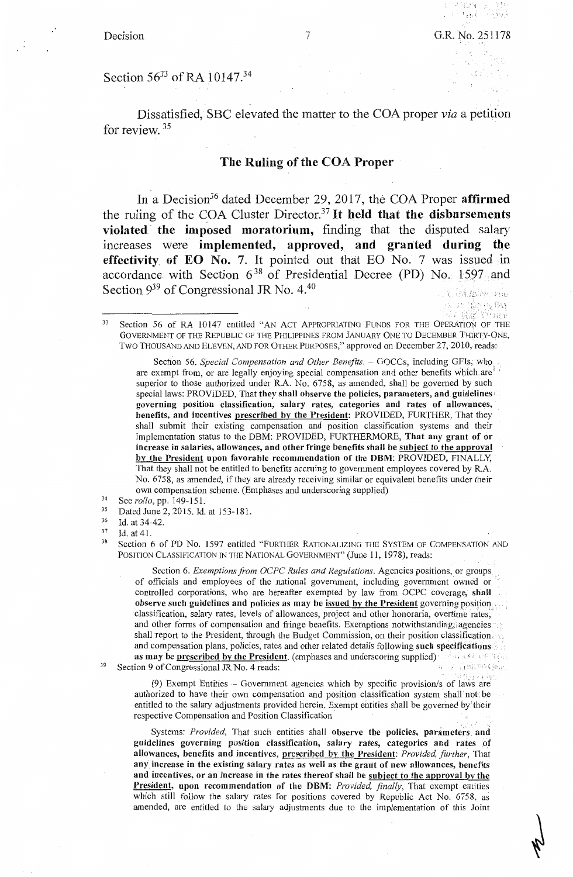Section 56[33] of RA 10147.[34]

Dissatisfied, SBC elevated the matter to the COA proper *via* a petition for review.[35]

## The Ruling of the COA Proper

In a Decision[36] dated December 29, 2017, the COA Proper **affirmed** the ruling of the COA Cluster Director.[37] **It held that the disbursements violated the imposed moratorium,** finding that the disputed salary increases were **implemented, approved, and granted during the effectivity of EO No. 7.** It pointed out that EO No. 7 was issued in accordance with Section 6[38] of Presidential Decree (PD) No. 1597 and Section 9[39] of Congressional JR No. 4.[40]

---

[33] Section 56 of RA 10147 entitled "AN ACT APPROPRIATING FUNDS FOR THE OPERATION OF THE GOVERNMENT OF THE REPUBLIC OF THE PHILIPPINES FROM JANUARY ONE TO DECEMBER THIRTY-ONE, TWO THOUSAND AND ELEVEN, AND FOR OTHER PURPOSES," approved on December 27, 2010, reads:

> Section 56. *Special Compensation and Other Benefits.* – GOCCs, including GFIs, who are exempt from, or are legally enjoying special compensation and other benefits which are superior to those authorized under R.A. No. 6758, as amended, shall be governed by such special laws: PROVIDED, That **they shall observe the policies, parameters, and guidelines governing position classification, salary rates, categories and rates of allowances, benefits, and incentives <u>prescribed by the President</u>:** PROVIDED, FURTHER, That they shall submit their existing compensation and position classification systems and their implementation status to the DBM: PROVIDED, FURTHERMORE, **That any grant of or increase in salaries, allowances, and other fringe benefits shall be <u>subject to the approval by the President</u> upon favorable recommendation of the DBM:** PROVIDED, FINALLY, That they shall not be entitled to benefits accruing to government employees covered by R.A. No. 6758, as amended, if they are already receiving similar or equivalent benefits under their own compensation scheme. (Emphases and underscoring supplied)

[34] See *rollo*, pp. 149-151.

[35] Dated June 2, 2015. Id. at 153-181.

[36] Id. at 34-42.

[37] Id. at 41.

[38] Section 6 of PD No. 1597 entitled "FURTHER RATIONALIZING THE SYSTEM OF COMPENSATION AND POSITION CLASSIFICATION IN THE NATIONAL GOVERNMENT" (June 11, 1978), reads:

> Section 6. *Exemptions from OCPC Rules and Regulations.* Agencies positions, or groups of officials and employees of the national government, including government owned or controlled corporations, who are hereafter exempted by law from OCPC coverage, **shall observe such guidelines and policies as may be <u>issued by the President</u>** governing position classification, salary rates, levels of allowances, project and other honoraria, overtime rates, and other forms of compensation and fringe benefits. Exemptions notwithstanding, agencies shall report to the President, through the Budget Commission, on their position classification and compensation plans, policies, rates and other related details following **such specifications as may be <u>prescribed by the President</u>.** (emphases and underscoring supplied)

[39] Section 9 of Congressional JR No. 4 reads:

> (9) Exempt Entities – Government agencies which by specific provision/s of laws are authorized to have their own compensation and position classification system shall not be entitled to the salary adjustments provided herein. Exempt entities shall be governed by their respective Compensation and Position Classification
>
> Systems: *Provided,* That such entities shall **observe the policies, parameters and guidelines governing position classification, salary rates, categories and rates of allowances, benefits and incentives, <u>prescribed by the President</u>:** *Provided, further,* That **any increase in the existing salary rates as well as the grant of new allowances, benefits and incentives, or an increase in the rates thereof shall be <u>subject to the approval by the President</u>, upon recommendation of the DBM:** *Provided, finally,* That exempt entities which still follow the salary rates for positions covered by Republic Act No. 6758, as amended, are entitled to the salary adjustments due to the implementation of this Joint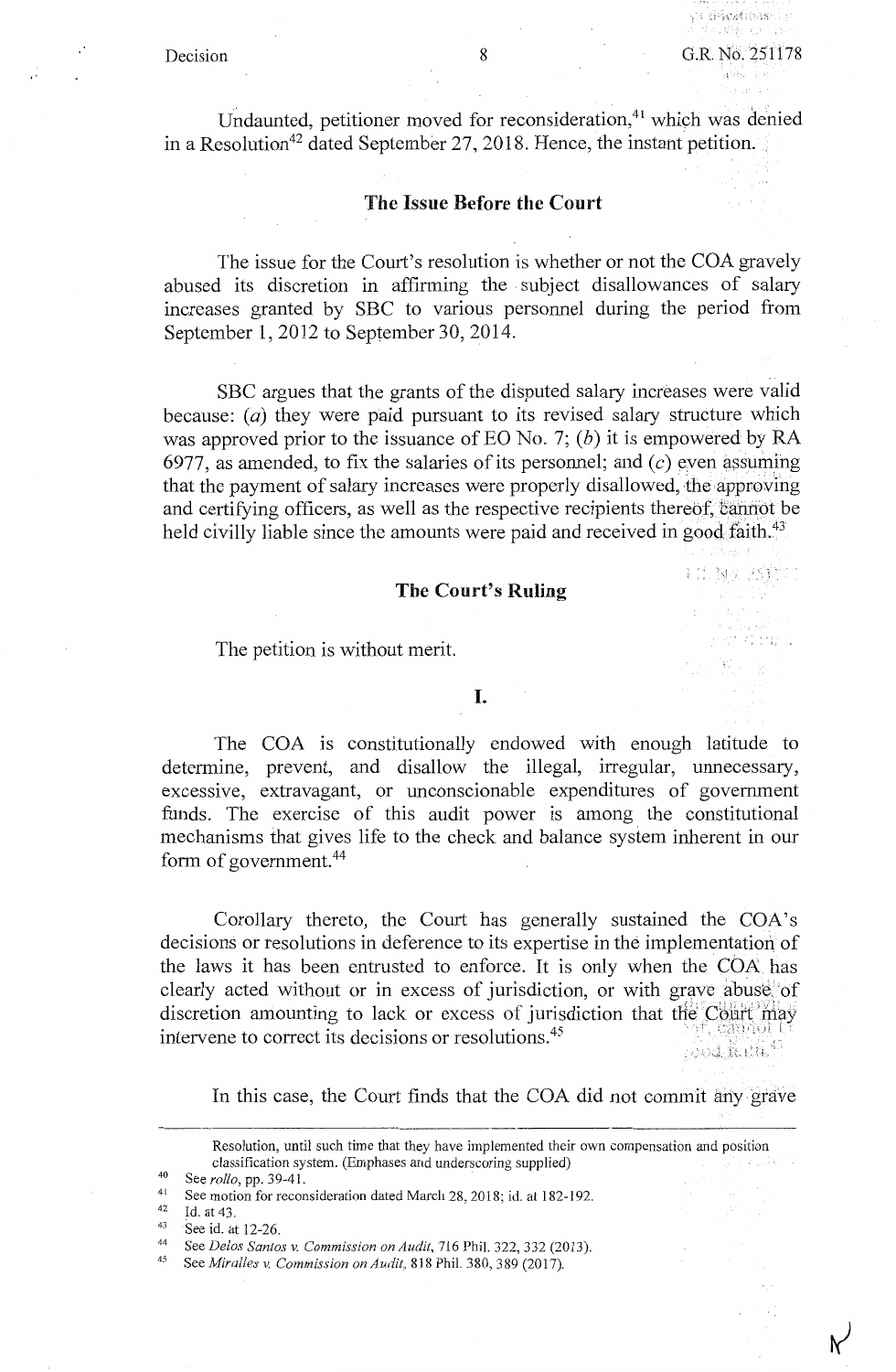Undaunted, petitioner moved for reconsideration,[41] which was denied in a Resolution[42] dated September 27, 2018. Hence, the instant petition.

## The Issue Before the Court

The issue for the Court's resolution is whether or not the COA gravely abused its discretion in affirming the subject disallowances of salary increases granted by SBC to various personnel during the period from September 1, 2012 to September 30, 2014.

SBC argues that the grants of the disputed salary increases were valid because: (*a*) they were paid pursuant to its revised salary structure which was approved prior to the issuance of EO No. 7; (*b*) it is empowered by RA 6977, as amended, to fix the salaries of its personnel; and (*c*) even assuming that the payment of salary increases were properly disallowed, the approving and certifying officers, as well as the respective recipients thereof, cannot be held civilly liable since the amounts were paid and received in good faith.[43]

## The Court's Ruling

The petition is without merit.

### I.

The COA is constitutionally endowed with enough latitude to determine, prevent, and disallow the illegal, irregular, unnecessary, excessive, extravagant, or unconscionable expenditures of government funds. The exercise of this audit power is among the constitutional mechanisms that gives life to the check and balance system inherent in our form of government.[44]

Corollary thereto, the Court has generally sustained the COA's decisions or resolutions in deference to its expertise in the implementation of the laws it has been entrusted to enforce. It is only when the COA has clearly acted without or in excess of jurisdiction, or with grave abuse of discretion amounting to lack or excess of jurisdiction that the Court may intervene to correct its decisions or resolutions.[45]

In this case, the Court finds that the COA did not commit any grave

---

Resolution, until such time that they have implemented their own compensation and position classification system. (Emphases and underscoring supplied)

[40] See *rollo*, pp. 39-41.

[41] See motion for reconsideration dated March 28, 2018; id. at 182-192.

[42] Id. at 43.

[43] See id. at 12-26.

[44] See *Delos Santos v. Commission on Audit*, 716 Phil. 322, 332 (2013).

[45] See *Miralles v. Commission on Audit*, 818 Phil. 380, 389 (2017).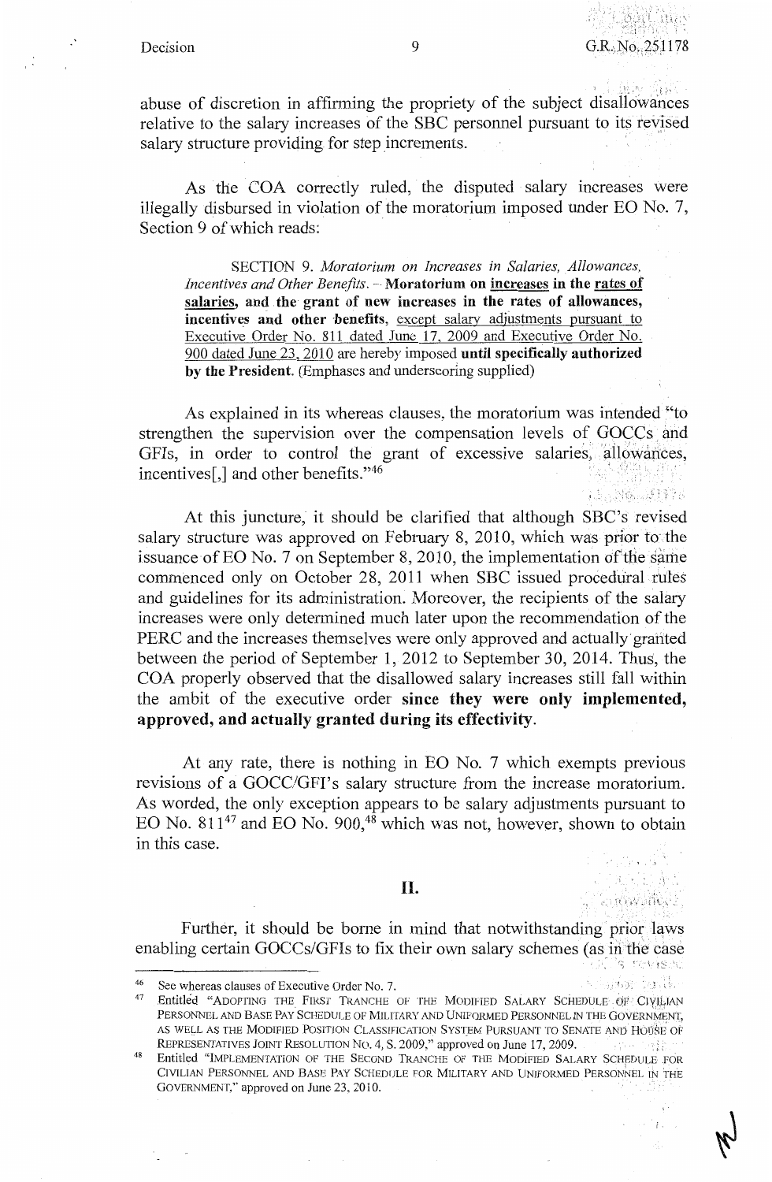abuse of discretion in affirming the propriety of the subject disallowances relative to the salary increases of the SBC personnel pursuant to its revised salary structure providing for step increments.

As the COA correctly ruled, the disputed salary increases were illegally disbursed in violation of the moratorium imposed under EO No. 7, Section 9 of which reads:

> SECTION 9. *Moratorium on Increases in Salaries, Allowances, Incentives and Other Benefits.* – **Moratorium on increases in the rates of salaries, and the grant of new increases in the rates of allowances, incentives and other benefits**, except salary adjustments pursuant to Executive Order No. 811 dated June 17, 2009 and Executive Order No. 900 dated June 23, 2010 are hereby imposed **until specifically authorized by the President.** (Emphases and underscoring supplied)

As explained in its whereas clauses, the moratorium was intended "to strengthen the supervision over the compensation levels of GOCCs and GFIs, in order to control the grant of excessive salaries, allowances, incentives[,] and other benefits."[46]

At this juncture, it should be clarified that although SBC's revised salary structure was approved on February 8, 2010, which was prior to the issuance of EO No. 7 on September 8, 2010, the implementation of the same commenced only on October 28, 2011 when SBC issued procedural rules and guidelines for its administration. Moreover, the recipients of the salary increases were only determined much later upon the recommendation of the PERC and the increases themselves were only approved and actually granted between the period of September 1, 2012 to September 30, 2014. Thus, the COA properly observed that the disallowed salary increases still fall within the ambit of the executive order **since they were only implemented, approved, and actually granted during its effectivity**.

At any rate, there is nothing in EO No. 7 which exempts previous revisions of a GOCC/GFI's salary structure from the increase moratorium. As worded, the only exception appears to be salary adjustments pursuant to EO No. 811[47] and EO No. 900,[48] which was not, however, shown to obtain in this case.

## II.

Further, it should be borne in mind that notwithstanding prior laws enabling certain GOCCs/GFIs to fix their own salary schemes (as in the case

---

[46] See whereas clauses of Executive Order No. 7.

[47] Entitled "ADOPTING THE FIRST TRANCHE OF THE MODIFIED SALARY SCHEDULE OF CIVILIAN PERSONNEL AND BASE PAY SCHEDULE OF MILITARY AND UNIFORMED PERSONNEL IN THE GOVERNMENT, AS WELL AS THE MODIFIED POSITION CLASSIFICATION SYSTEM PURSUANT TO SENATE AND HOUSE OF REPRESENTATIVES JOINT RESOLUTION NO. 4, S. 2009," approved on June 17, 2009.

[48] Entitled "IMPLEMENTATION OF THE SECOND TRANCHE OF THE MODIFIED SALARY SCHEDULE FOR CIVILIAN PERSONNEL AND BASE PAY SCHEDULE FOR MILITARY AND UNIFORMED PERSONNEL IN THE GOVERNMENT," approved on June 23, 2010.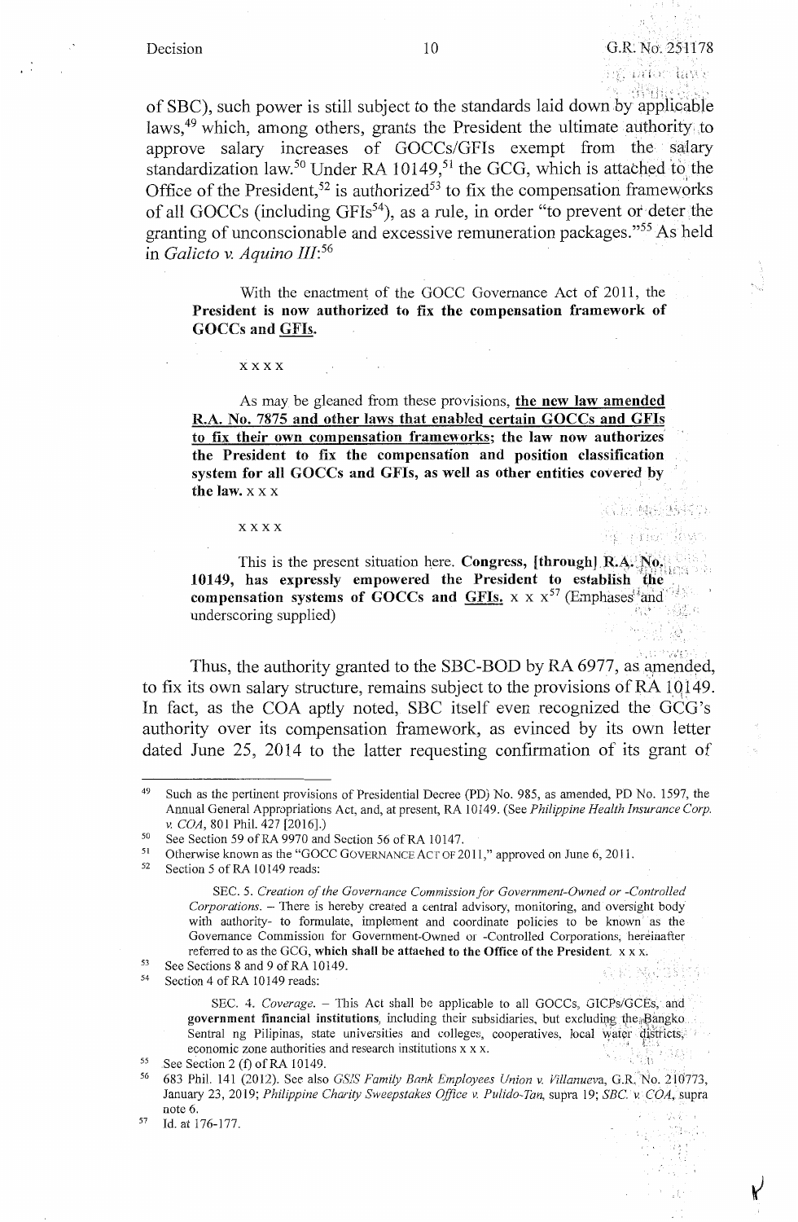of SBC), such power is still subject to the standards laid down by applicable laws,[49] which, among others, grants the President the ultimate authority to approve salary increases of GOCCs/GFIs exempt from the salary standardization law.[50] Under RA 10149,[51] the GCG, which is attached to the Office of the President,[52] is authorized[53] to fix the compensation frameworks of all GOCCs (including GFIs[54]), as a rule, in order "to prevent or deter the granting of unconscionable and excessive remuneration packages."[55] As held in *Galicto v. Aquino III*:[56]

> With the enactment of the GOCC Governance Act of 2011, the **President is now authorized to fix the compensation framework of GOCCs and <u>GFIs</u>.**
>
> x x x x
>
> As may be gleaned from these provisions, **<u>the new law amended R.A. No. 7875 and other laws that enabled certain GOCCs and GFIs to fix their own compensation frameworks</u>; the law now authorizes the President to fix the compensation and position classification system for all GOCCs and GFIs, as well as other entities covered by the law.** x x x
>
> x x x x
>
> This is the present situation here. **Congress, [through] R.A. No. 10149, has expressly empowered the President to establish the compensation systems of GOCCs and <u>GFIs</u>.** x x x[57] (Emphases and underscoring supplied)

Thus, the authority granted to the SBC-BOD by RA 6977, as amended, to fix its own salary structure, remains subject to the provisions of RA 10149. In fact, as the COA aptly noted, SBC itself even recognized the GCG's authority over its compensation framework, as evinced by its own letter dated June 25, 2014 to the latter requesting confirmation of its grant of

---

[49] Such as the pertinent provisions of Presidential Decree (PD) No. 985, as amended, PD No. 1597, the Annual General Appropriations Act, and, at present, RA 10149. (See *Philippine Health Insurance Corp. v. COA*, 801 Phil. 427 [2016].)

[50] See Section 59 of RA 9970 and Section 56 of RA 10147.

[51] Otherwise known as the "GOCC GOVERNANCE ACT OF 2011," approved on June 6, 2011.

[52] Section 5 of RA 10149 reads:

> SEC. 5. *Creation of the Governance Commission for Government-Owned or -Controlled Corporations.* – There is hereby created a central advisory, monitoring, and oversight body with authority- to formulate, implement and coordinate policies to be known as the Governance Commission for Government-Owned or -Controlled Corporations, hereinafter referred to as the GCG, **which shall be attached to the Office of the President.** x x x.

[53] See Sections 8 and 9 of RA 10149.

[54] Section 4 of RA 10149 reads:

> SEC. 4. *Coverage.* – This Act shall be applicable to all GOCCs, GICPs/GCEs, and **government financial institutions**, including their subsidiaries, but excluding the Bangko Sentral ng Pilipinas, state universities and colleges, cooperatives, local water districts, economic zone authorities and research institutions x x x.

[55] See Section 2 (f) of RA 10149.

[56] 683 Phil. 141 (2012). See also *GSIS Family Bank Employees Union v. Villanueva*, G.R. No. 210773, January 23, 2019; *Philippine Charity Sweepstakes Office v. Pulido-Tan*, supra 19; *SBC v. COA*, supra note 6.

[57] Id. at 176-177.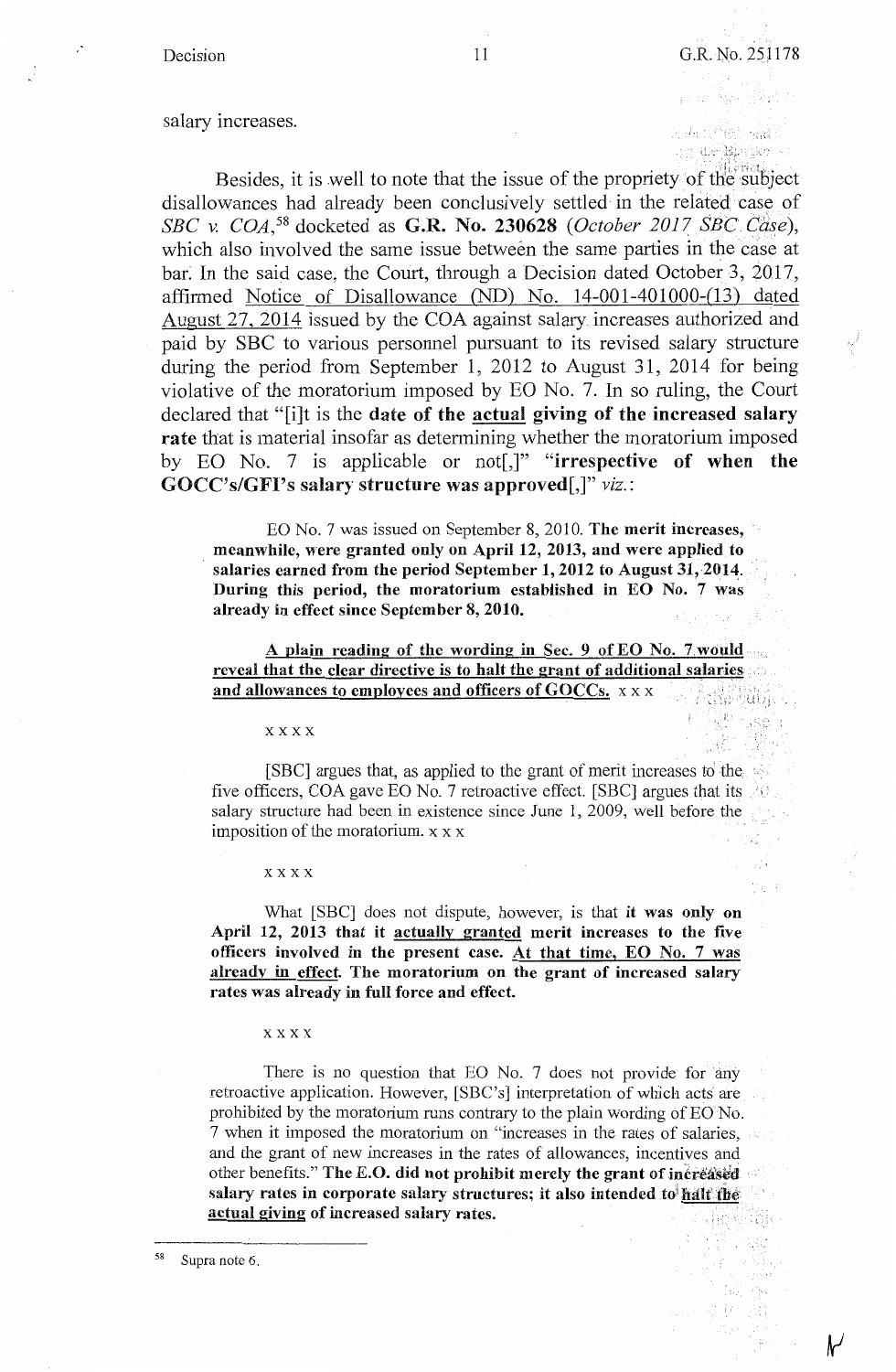salary increases.

Besides, it is well to note that the issue of the propriety of the subject disallowances had already been conclusively settled in the related case of *SBC v. COA*,[58] docketed as **G.R. No. 230628** (*October 2017 SBC Case*), which also involved the same issue between the same parties in the case at bar. In the said case, the Court, through a Decision dated October 3, 2017, affirmed <u>Notice of Disallowance (ND) No. 14-001-401000-(13) dated August 27, 2014</u> issued by the COA against salary increases authorized and paid by SBC to various personnel pursuant to its revised salary structure during the period from September 1, 2012 to August 31, 2014 for being violative of the moratorium imposed by EO No. 7. In so ruling, the Court declared that "[i]t is the **date of the <u>actual</u> giving of the increased salary rate** that is material insofar as determining whether the moratorium imposed by EO No. 7 is applicable or not[,]" "**irrespective of when the GOCC's/GFI's salary structure was approved[,]**" *viz.*:

> EO No. 7 was issued on September 8, 2010. **The merit increases, meanwhile, were granted only on April 12, 2013, and were applied to salaries earned from the period September 1, 2012 to August 31, 2014. During this period, the moratorium established in EO No. 7 was already in effect since September 8, 2010.**
>
> **<u>A plain reading of the wording in Sec. 9 of EO No. 7 would reveal that the clear directive is to halt the grant of additional salaries and allowances to employees and officers of GOCCs.</u>** x x x
>
> x x x x
>
> [SBC] argues that, as applied to the grant of merit increases to the five officers, COA gave EO No. 7 retroactive effect. [SBC] argues that its salary structure had been in existence since June 1, 2009, well before the imposition of the moratorium. x x x
>
> x x x x
>
> What [SBC] does not dispute, however, is that **it was only on April 12, 2013 that it <u>actually granted</u> merit increases to the five officers involved in the present case. <u>At that time, EO No. 7 was already in effect</u>. The moratorium on the grant of increased salary rates was already in full force and effect.**
>
> x x x x
>
> There is no question that EO No. 7 does not provide for any retroactive application. However, [SBC's] interpretation of which acts are prohibited by the moratorium runs contrary to the plain wording of EO No. 7 when it imposed the moratorium on "increases in the rates of salaries, and the grant of new increases in the rates of allowances, incentives and other benefits." **The E.O. did not prohibit merely the grant of increased salary rates in corporate salary structures; it also intended to <u>halt the actual giving</u> of increased salary rates.**

---

[58] Supra note 6.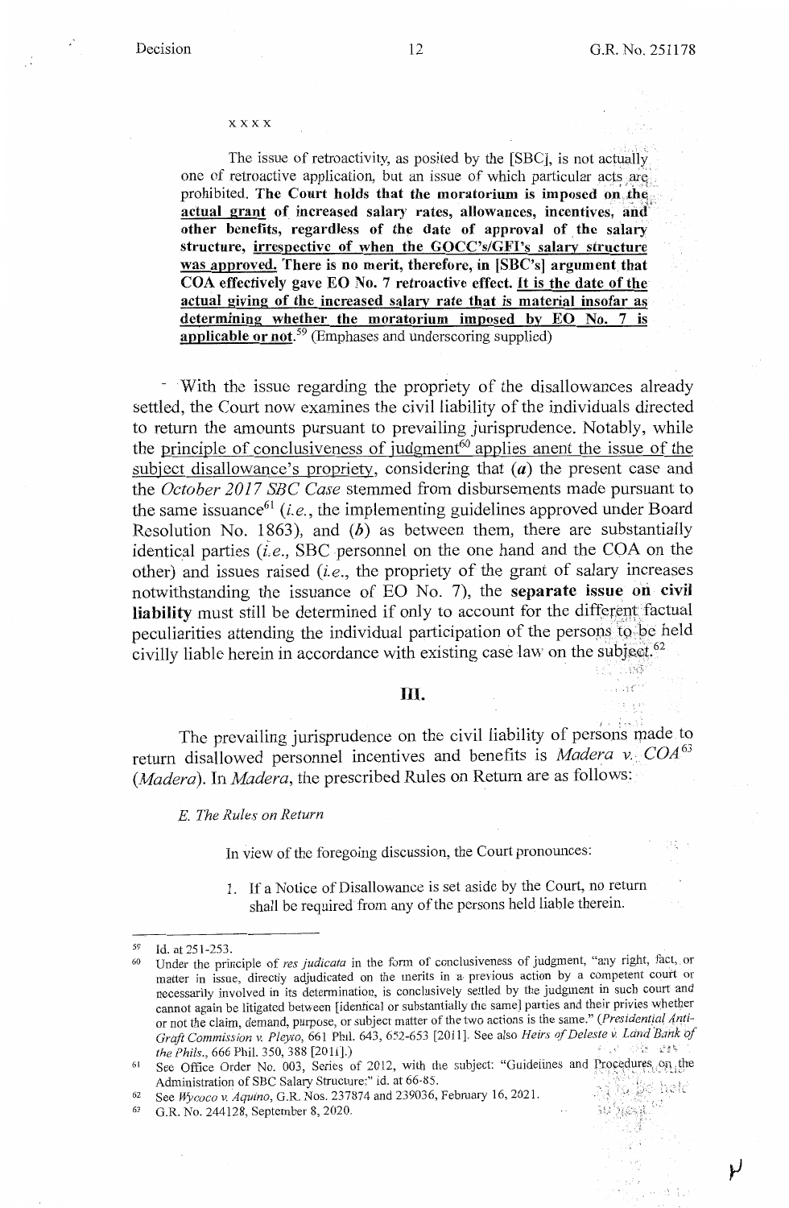xxxx

> The issue of retroactivity, as posited by the [SBC], is not actually one of retroactive application, but an issue of which particular acts are prohibited. **The Court holds that the moratorium is imposed on the <u>actual grant</u> of increased salary rates, allowances, incentives, and other benefits, regardless of the date of approval of the salary structure, <u>irrespective of when the GOCC's/GFI's salary structure was approved.</u> There is no merit, therefore, in [SBC's] argument that COA effectively gave EO No. 7 retroactive effect. <u>It is the date of the actual giving of the increased salary rate that is material insofar as determining whether the moratorium imposed by EO No. 7 is applicable or not</u>.**[59] (Emphases and underscoring supplied)

With the issue regarding the propriety of the disallowances already settled, the Court now examines the civil liability of the individuals directed to return the amounts pursuant to prevailing jurisprudence. Notably, while the <u>principle of conclusiveness of judgment</u>[60] applies anent <u>the issue of the subject disallowance's propriety</u>, considering that (***a***) the present case and the *October 2017 SBC Case* stemmed from disbursements made pursuant to the same issuance[61] (*i.e.*, the implementing guidelines approved under Board Resolution No. 1863), and (***b***) as between them, there are substantially identical parties (*i.e.*, SBC personnel on the one hand and the COA on the other) and issues raised (*i.e.*, the propriety of the grant of salary increases notwithstanding the issuance of EO No. 7), the **separate issue on civil liability** must still be determined if only to account for the different factual peculiarities attending the individual participation of the persons to be held civilly liable herein in accordance with existing case law on the subject.[62]

## III.

The prevailing jurisprudence on the civil liability of persons made to return disallowed personnel incentives and benefits is *Madera v. COA*[63] (*Madera*). In *Madera*, the prescribed Rules on Return are as follows:

> *E. The Rules on Return*
>
> In view of the foregoing discussion, the Court pronounces:
>
> 1. If a Notice of Disallowance is set aside by the Court, no return shall be required from any of the persons held liable therein.

---

[59] Id. at 251-253.

[60] Under the principle of *res judicata* in the form of conclusiveness of judgment, "any right, fact, or matter in issue, directly adjudicated on the merits in a previous action by a competent court or necessarily involved in its determination, is conclusively settled by the judgment in such court and cannot again be litigated between [identical or substantially the same] parties and their privies whether or not the claim, demand, purpose, or subject matter of the two actions is the same." (*Presidential Anti-Graft Commission v. Pleyto*, 661 Phil. 643, 652-653 [2011]. See also *Heirs of Deleste v. Land Bank of the Phils.*, 666 Phil. 350, 388 [2011].)

[61] See Office Order No. 003, Series of 2012, with the subject: "Guidelines and Procedures on the Administration of SBC Salary Structure;" id. at 66-85.

[62] See *Wycoco v. Aquino*, G.R. Nos. 237874 and 239036, February 16, 2021.

[63] G.R. No. 244128, September 8, 2020.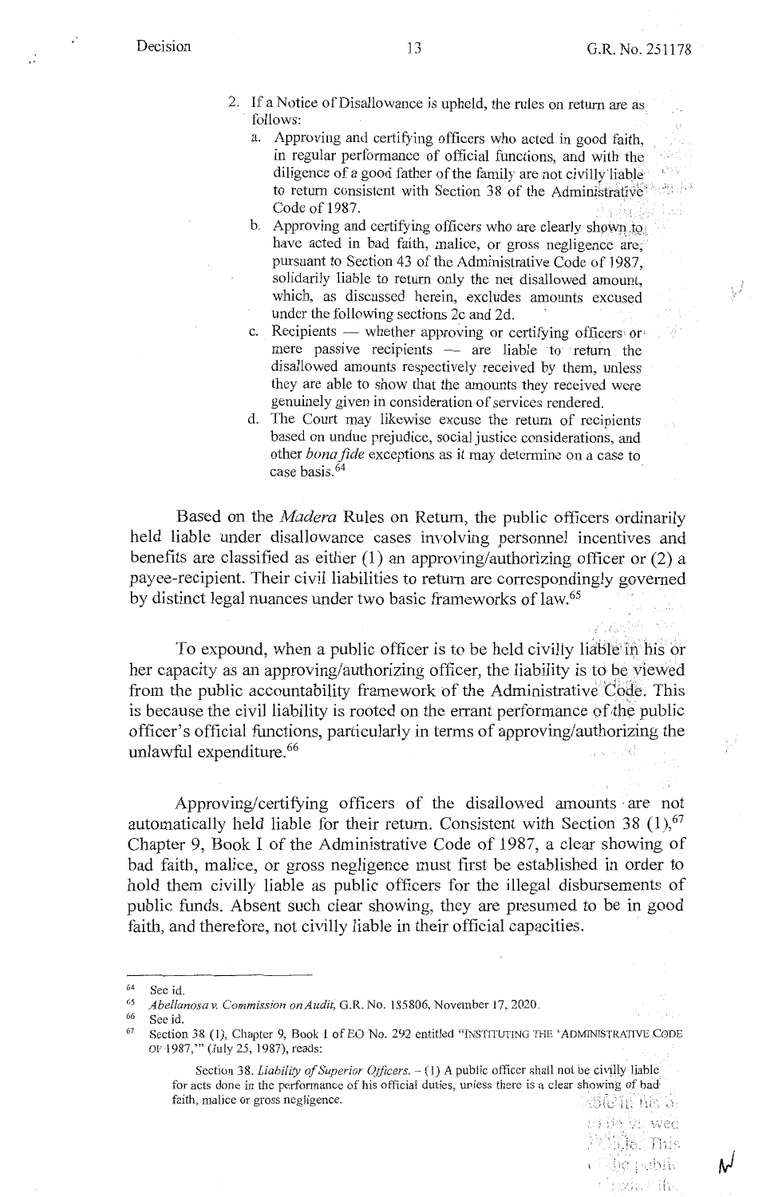2. If a Notice of Disallowance is upheld, the rules on return are as follows:
   a. Approving and certifying officers who acted in good faith, in regular performance of official functions, and with the diligence of a good father of the family are not civilly liable to return consistent with Section 38 of the Administrative Code of 1987.
   b. Approving and certifying officers who are clearly shown to have acted in bad faith, malice, or gross negligence are, pursuant to Section 43 of the Administrative Code of 1987, solidarily liable to return only the net disallowed amount, which, as discussed herein, excludes amounts excused under the following sections 2c and 2d.
   c. Recipients — whether approving or certifying officers or mere passive recipients — are liable to return the disallowed amounts respectively received by them, unless they are able to show that the amounts they received were genuinely given in consideration of services rendered.
   d. The Court may likewise excuse the return of recipients based on undue prejudice, social justice considerations, and other *bona fide* exceptions as it may determine on a case to case basis.[64]

Based on the *Madera* Rules on Return, the public officers ordinarily held liable under disallowance cases involving personnel incentives and benefits are classified as either (1) an approving/authorizing officer or (2) a payee-recipient. Their civil liabilities to return are correspondingly governed by distinct legal nuances under two basic frameworks of law.[65]

To expound, when a public officer is to be held civilly liable in his or her capacity as an approving/authorizing officer, the liability is to be viewed from the public accountability framework of the Administrative Code. This is because the civil liability is rooted on the errant performance of the public officer's official functions, particularly in terms of approving/authorizing the unlawful expenditure.[66]

Approving/certifying officers of the disallowed amounts are not automatically held liable for their return. Consistent with Section 38 (1),[67] Chapter 9, Book I of the Administrative Code of 1987, a clear showing of bad faith, malice, or gross negligence must first be established in order to hold them civilly liable as public officers for the illegal disbursements of public funds. Absent such clear showing, they are presumed to be in good faith, and therefore, not civilly liable in their official capacities.

---

[64] See id.

[65] *Abellanosa v. Commission on Audit*, G.R. No. 185806, November 17, 2020.

[66] See id.

[67] Section 38 (1), Chapter 9, Book I of EO No. 292 entitled "INSTITUTING THE 'ADMINISTRATIVE CODE OF 1987,'" (July 25, 1987), reads:

> Section 38. *Liability of Superior Officers.* – (1) A public officer shall not be civilly liable for acts done in the performance of his official duties, unless there is a clear showing of bad faith, malice or gross negligence.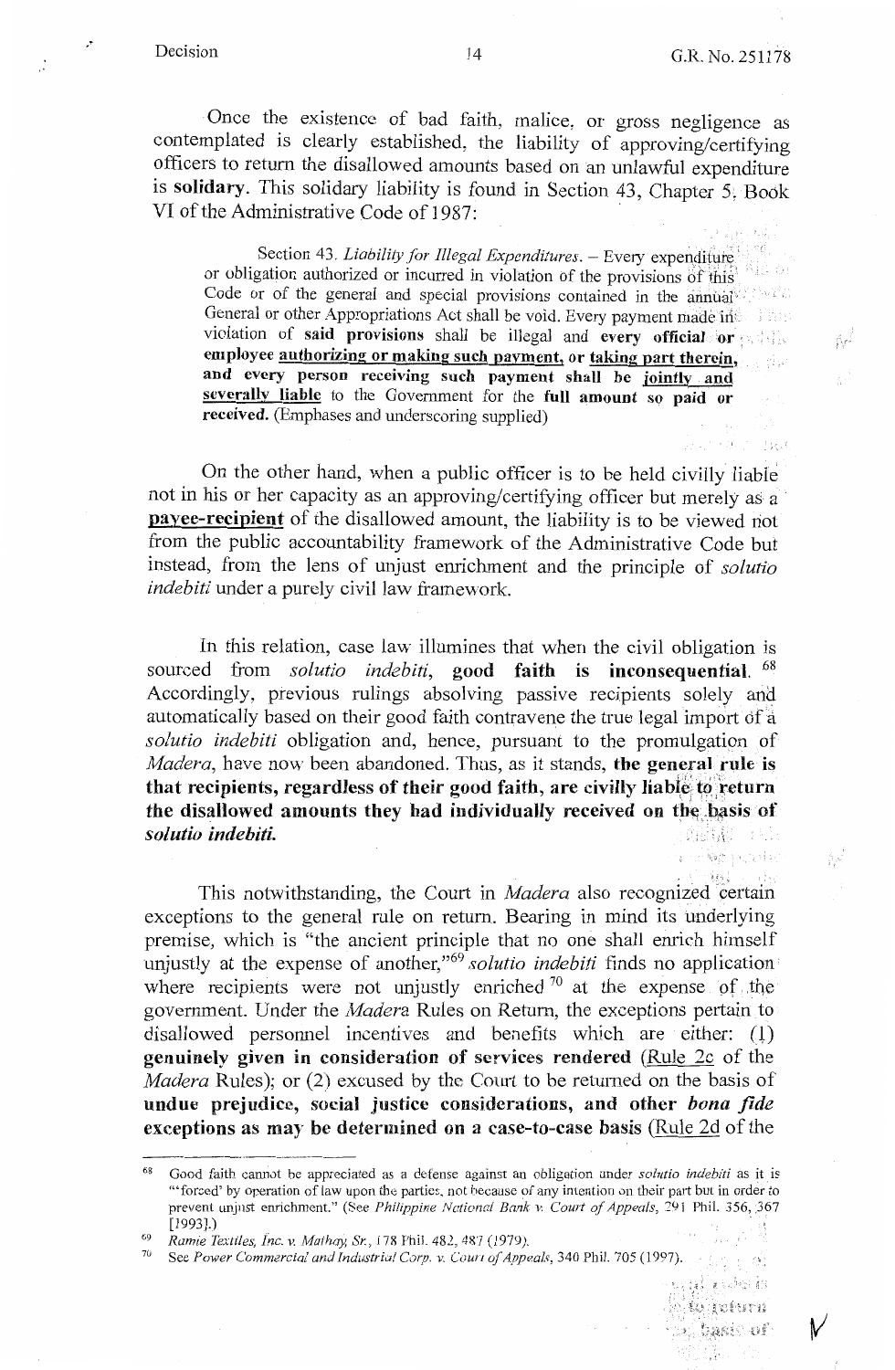Once the existence of bad faith, malice, or gross negligence as contemplated is clearly established, the liability of approving/certifying officers to return the disallowed amounts based on an unlawful expenditure is **solidary**. This solidary liability is found in Section 43, Chapter 5, Book VI of the Administrative Code of 1987:

> Section 43. *Liability for Illegal Expenditures*. – Every expenditure or obligation authorized or incurred in violation of the provisions of this Code or of the general and special provisions contained in the annual General or other Appropriations Act shall be void. Every payment made in violation of **said provisions** shall be illegal and **every official or employee <u>authorizing or making such payment</u>, or <u>taking part therein</u>, and every person receiving such payment shall be <u>jointly and severally liable</u>** to the Government for the **full amount so paid or received.** (Emphases and underscoring supplied)

On the other hand, when a public officer is to be held civilly liable not in his or her capacity as an approving/certifying officer but merely as a **<u>payee-recipient</u>** of the disallowed amount, the liability is to be viewed not from the public accountability framework of the Administrative Code but instead, from the lens of unjust enrichment and the principle of *solutio indebiti* under a purely civil law framework.

In this relation, case law illumines that when the civil obligation is sourced from *solutio indebiti*, **good faith is inconsequential**.[68] Accordingly, previous rulings absolving passive recipients solely and automatically based on their good faith contravene the true legal import of a *solutio indebiti* obligation and, hence, pursuant to the promulgation of *Madera*, have now been abandoned. Thus, as it stands, **the general rule is that recipients, regardless of their good faith, are civilly liable to return the disallowed amounts they had individually received on the basis of *solutio indebiti*.**

This notwithstanding, the Court in *Madera* also recognized certain exceptions to the general rule on return. Bearing in mind its underlying premise, which is "the ancient principle that no one shall enrich himself unjustly at the expense of another,"[69] *solutio indebiti* finds no application where recipients were not unjustly enriched[70] at the expense of the government. Under the *Madera* Rules on Return, the exceptions pertain to disallowed personnel incentives and benefits which are either: (1) **genuinely given in consideration of services rendered** (<u>Rule 2c</u> of the *Madera* Rules); or (2) excused by the Court to be returned on the basis of **undue prejudice, social justice considerations, and other *bona fide* exceptions as may be determined on a case-to-case basis** (<u>Rule 2d</u> of the

---

[68] Good faith cannot be appreciated as a defense against an obligation under *solutio indebiti* as it is "'forced' by operation of law upon the parties, not because of any intention on their part but in order to prevent unjust enrichment." (See *Philippine National Bank v. Court of Appeals*, 291 Phil. 356, 367 [1993].)

[69] *Ramie Textiles, Inc. v. Mathay, Sr.*, 178 Phil. 482, 487 (1979).

[70] See *Power Commercial and Industrial Corp. v. Court of Appeals*, 340 Phil. 705 (1997).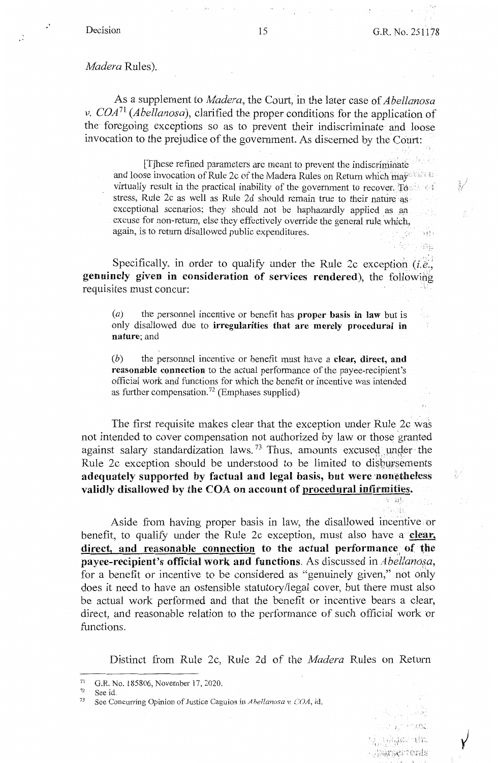*Madera* Rules).

As a supplement to *Madera*, the Court, in the later case of *Abellanosa v. COA*[71] (*Abellanosa*), clarified the proper conditions for the application of the foregoing exceptions so as to prevent their indiscriminate and loose invocation to the prejudice of the government. As discerned by the Court:

> [T]hese refined parameters are meant to prevent the indiscriminate and loose invocation of Rule 2c of the Madera Rules on Return which may virtually result in the practical inability of the government to recover. To stress, Rule 2c as well as Rule 2d should remain true to their nature as exceptional scenarios; they should not be haphazardly applied as an excuse for non-return, else they effectively override the general rule which, again, is to return disallowed public expenditures.

Specifically, in order to qualify under the Rule 2c exception (*i.e.*, **genuinely given in consideration of services rendered**), the following requisites must concur:

> (*a*) the personnel incentive or benefit has **proper basis in law** but is only disallowed due to **irregularities that are merely procedural in nature**; and
>
> (*b*) the personnel incentive or benefit must have a **clear, direct, and reasonable connection** to the actual performance of the payee-recipient's official work and functions for which the benefit or incentive was intended as further compensation.[72] (Emphases supplied)

The first requisite makes clear that the exception under Rule 2c was not intended to cover compensation not authorized by law or those granted against salary standardization laws.[73] Thus, amounts excused under the Rule 2c exception should be understood to be limited to disbursements **adequately supported by factual and legal basis, but were nonetheless validly disallowed by the COA on account of <u>procedural infirmities</u>.**

Aside from having proper basis in law, the disallowed incentive or benefit, to qualify under the Rule 2c exception, must also have a **<u>clear, direct, and reasonable connection</u> to the actual performance of the payee-recipient's official work and functions**. As discussed in *Abellanosa*, for a benefit or incentive to be considered as "genuinely given," not only does it need to have an ostensible statutory/legal cover, but there must also be actual work performed and that the benefit or incentive bears a clear, direct, and reasonable relation to the performance of such official work or functions.

Distinct from Rule 2c, Rule 2d of the *Madera* Rules on Return

---

[71] G.R. No. 185806, November 17, 2020.

[72] See id.

[73] See Concurring Opinion of Justice Caguioa in *Abellanosa v. COA*, id.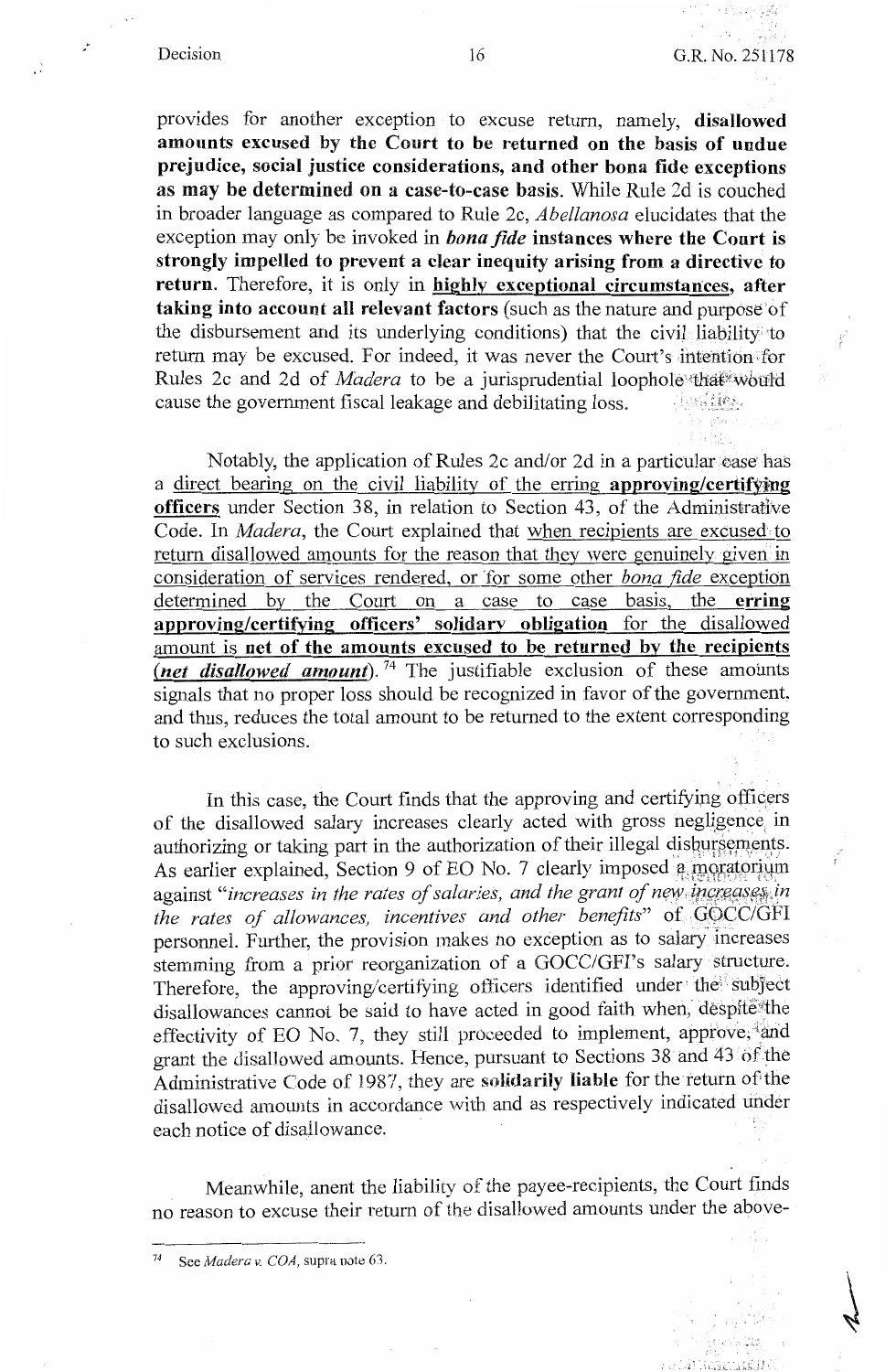provides for another exception to excuse return, namely, **disallowed amounts excused by the Court to be returned on the basis of undue prejudice, social justice considerations, and other bona fide exceptions as may be determined on a case-to-case basis.** While Rule 2d is couched in broader language as compared to Rule 2c, *Abellanosa* elucidates that the exception may only be invoked in ***bona fide* instances where the Court is strongly impelled to prevent a clear inequity arising from a directive to return.** Therefore, it is only in **highly exceptional circumstances, after taking into account all relevant factors** (such as the nature and purpose of the disbursement and its underlying conditions) that the civil liability to return may be excused. For indeed, it was never the Court's intention for Rules 2c and 2d of *Madera* to be a jurisprudential loophole that would cause the government fiscal leakage and debilitating loss.

Notably, the application of Rules 2c and/or 2d in a particular case has a direct bearing on the civil liability of the erring **approving/certifying officers** under Section 38, in relation to Section 43, of the Administrative Code. In *Madera*, the Court explained that when recipients are excused to return disallowed amounts for the reason that they were genuinely given in consideration of services rendered, or for some other *bona fide* exception determined by the Court on a case to case basis, the **erring approving/certifying officers' solidary obligation** for the disallowed amount is **net of the amounts excused to be returned by the recipients (*net disallowed amount*).**[74] The justifiable exclusion of these amounts signals that no proper loss should be recognized in favor of the government, and thus, reduces the total amount to be returned to the extent corresponding to such exclusions.

In this case, the Court finds that the approving and certifying officers of the disallowed salary increases clearly acted with gross negligence in authorizing or taking part in the authorization of their illegal disbursements. As earlier explained, Section 9 of EO No. 7 clearly imposed a moratorium against "*increases in the rates of salaries, and the grant of new increases in the rates of allowances, incentives and other benefits*" of GOCC/GFI personnel. Further, the provision makes no exception as to salary increases stemming from a prior reorganization of a GOCC/GFI's salary structure. Therefore, the approving/certifying officers identified under the subject disallowances cannot be said to have acted in good faith when, despite the effectivity of EO No. 7, they still proceeded to implement, approve, and grant the disallowed amounts. Hence, pursuant to Sections 38 and 43 of the Administrative Code of 1987, they are **solidarily liable** for the return of the disallowed amounts in accordance with and as respectively indicated under each notice of disallowance.

Meanwhile, anent the liability of the payee-recipients, the Court finds no reason to excuse their return of the disallowed amounts under the above-

---

[74] See *Madera v. COA*, supra note 63.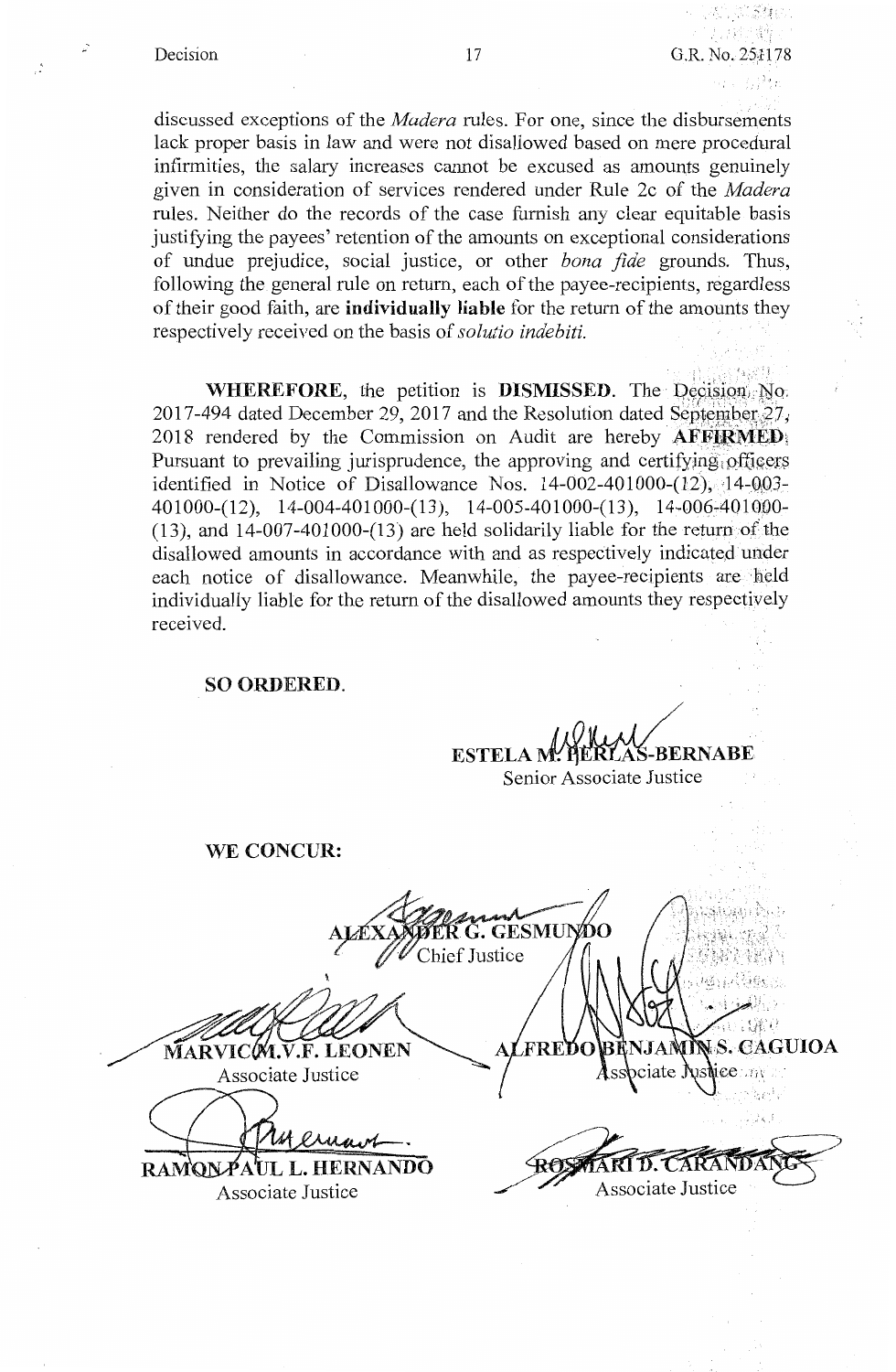discussed exceptions of the *Madera* rules. For one, since the disbursements lack proper basis in law and were not disallowed based on mere procedural infirmities, the salary increases cannot be excused as amounts genuinely given in consideration of services rendered under Rule 2c of the *Madera* rules. Neither do the records of the case furnish any clear equitable basis justifying the payees' retention of the amounts on exceptional considerations of undue prejudice, social justice, or other *bona fide* grounds. Thus, following the general rule on return, each of the payee-recipients, regardless of their good faith, are **individually liable** for the return of the amounts they respectively received on the basis of *solutio indebiti*.

**WHEREFORE**, the petition is **DISMISSED**. The Decision No. 2017-494 dated December 29, 2017 and the Resolution dated September 27, 2018 rendered by the Commission on Audit are hereby **AFFIRMED**. Pursuant to prevailing jurisprudence, the approving and certifying officers identified in Notice of Disallowance Nos. 14-002-401000-(12), 14-003-401000-(12), 14-004-401000-(13), 14-005-401000-(13), 14-006-401000-(13), and 14-007-401000-(13) are held solidarily liable for the return of the disallowed amounts in accordance with and as respectively indicated under each notice of disallowance. Meanwhile, the payee-recipients are held individually liable for the return of the disallowed amounts they respectively received.

**SO ORDERED.**

**ESTELA M. PERLAS-BERNABE**
Senior Associate Justice

**WE CONCUR:**

**ALEXANDER G. GESMUNDO**
Chief Justice

**MARVIC M.V.F. LEONEN**
Associate Justice

**ALFREDO BENJAMIN S. CAGUIOA**
Associate Justice

**RAMON PAUL L. HERNANDO**
Associate Justice

**ROSMARI D. CARANDANG**
Associate Justice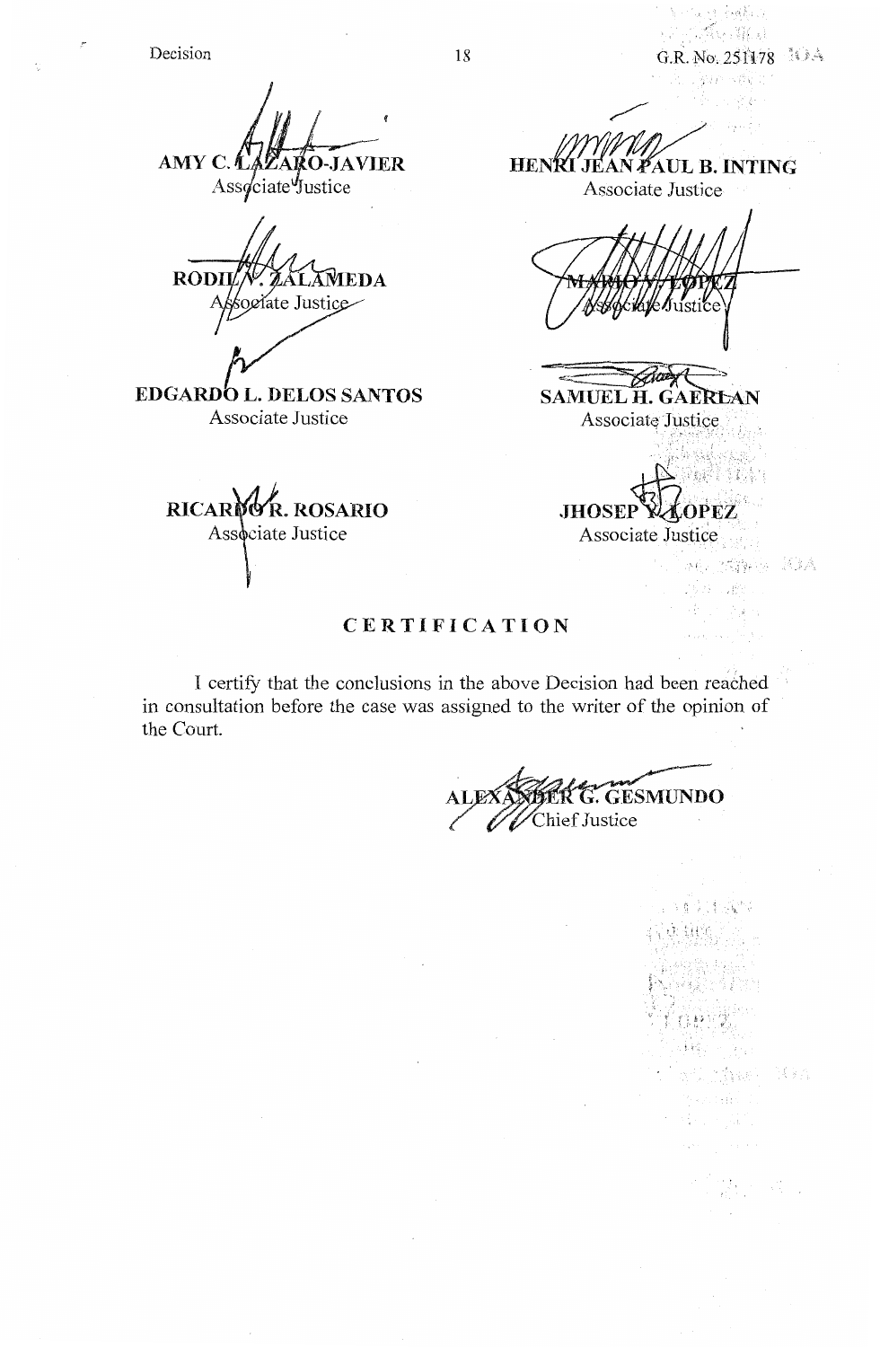**AMY C. LAZARO-JAVIER**
Associate Justice

**HENRI JEAN PAUL B. INTING**
Associate Justice

**RODIL V. ZALAMEDA**
Associate Justice

**MARIO V. LOPEZ**
Associate Justice

**EDGARDO L. DELOS SANTOS**
Associate Justice

**SAMUEL H. GAERLAN**
Associate Justice

**RICARDO R. ROSARIO**
Associate Justice

**JHOSEP Y. LOPEZ**
Associate Justice

## CERTIFICATION

I certify that the conclusions in the above Decision had been reached in consultation before the case was assigned to the writer of the opinion of the Court.

**ALEXANDER G. GESMUNDO**
Chief Justice